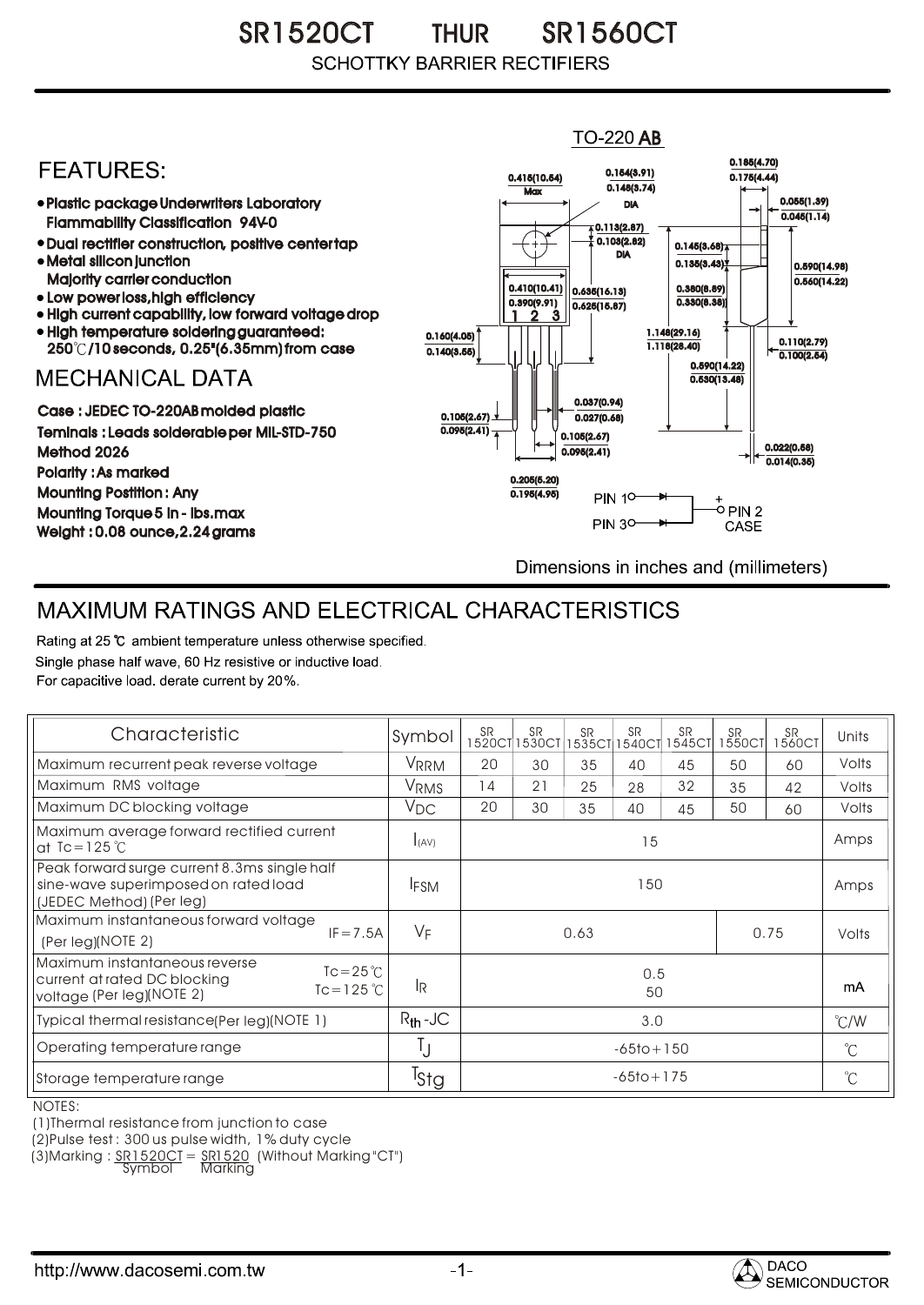# SR1520CT THUR SR1560CT

SCHOTTKY BARRIER RECTIFIERS

## FEATURES:

- Plastic package Underwriters Laboratory Flammability Classification 94V-0
- Dual rectifier construction, positive center tap
- Metal silicon junction Majority carrier conduction
- Low power loss, high efficiency
- High current capability, low forward voltage drop
- High temperature soldering guaranteed: 250℃/10 seconds, 0.25"(6.35mm) from case

## MECHANICAL DATA

Case : JEDEC TO-220AB molded plastic

Teminals : Leads solderable per MIL-STD-750 Method 2026

Polarity : As marked

Mounting Postition : Any

Mounting Torque 5 in - lbs.max

Weight : 0.08 ounce, 2.24 grams

TO-220 AB

Dimensions in inches and (millimeters)

## MAXIMUM RATINGS AND ELECTRICAL CHARACTERISTICS

Rating at 25 ℃ ambient temperature unless otherwise specified.
Single phase half wave, 60 Hz resistive or inductive load.
For capacitive load. derate current by 20%.

| Characteristic | Symbol | SR 1520CT | SR 1530CT | SR 1535CT | SR 1540CT | SR 1545CT | SR 1550CT | SR 1560CT | Units |
|---|---|---|---|---|---|---|---|---|---|
| Maximum recurrent peak reverse voltage | $V_{RRM}$ | 20 | 30 | 35 | 40 | 45 | 50 | 60 | Volts |
| Maximum RMS voltage | $V_{RMS}$ | 14 | 21 | 25 | 28 | 32 | 35 | 42 | Volts |
| Maximum DC blocking voltage | $V_{DC}$ | 20 | 30 | 35 | 40 | 45 | 50 | 60 | Volts |
| Maximum average forward rectified current at Tc=125℃ | $I_{(AV)}$ | 15 | | | | | | | Amps |
| Peak forward surge current 8.3ms single half sine-wave superimposed on rated load (JEDEC Method) (Per leg) | $I_{FSM}$ | 150 | | | | | | | Amps |
| Maximum instantaneous forward voltage (Per leg)(NOTE 2) IF=7.5A | $V_F$ | 0.63 | | | | | 0.75 | | Volts |
| Maximum instantaneous reverse current at rated DC blocking voltage (Per leg)(NOTE 2) Tc=25℃ / Tc=125℃ | $I_R$ | 0.5 / 50 | | | | | | | mA |
| Typical thermal resistance(Per leg)(NOTE 1) | $R_{th}$-JC | 3.0 | | | | | | | ℃/W |
| Operating temperature range | $T_J$ | -65to+150 | | | | | | | ℃ |
| Storage temperature range | $T_{Stg}$ | -65to+175 | | | | | | | ℃ |

NOTES:
(1)Thermal resistance from junction to case
(2)Pulse test : 300 us pulse width, 1% duty cycle
(3)Marking : SR1520CT = SR1520 (Without Marking "CT")
Symbol Marking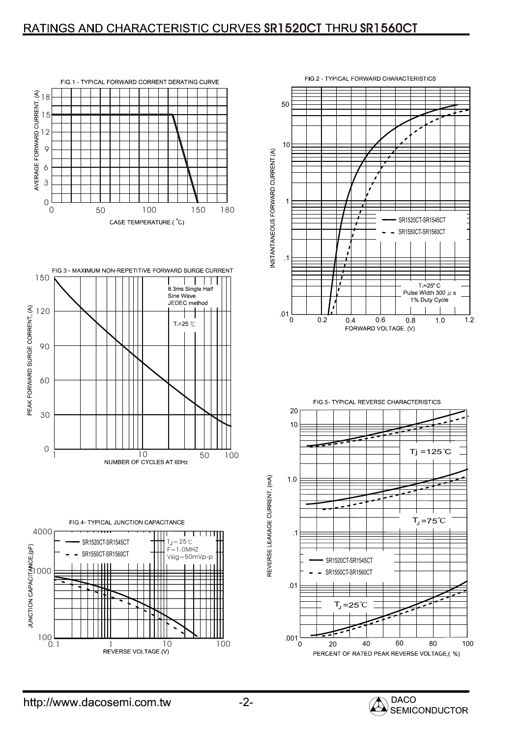# RATINGS AND CHARACTERISTIC CURVES SR1520CT THRU SR1560CT

FIG.1 - TYPICAL FORWARD CURRENT DERATING CURVE

AVERAGE FORWARD CURRENT, (A)

18
15
12
9
6
3
0

0 50 100 150 180

CASE TEMPERATURE.( °C)

FIG.2 - TYPICAL FORWARD CHARACTERISTICS

INSTANTANEOUS FORWARD CURRENT.(A)

50
10
1
.1
.01

0 0.2 0.4 0.6 0.8 1.0 1.2

FORWARD VOLTAGE. (V)

SR1520CT-SR1545CT
SR1550CT-SR1560CT

$T_J$=25° C
Pulse Width 300 $\mu$ s
1% Duty Cycle

FIG.3 - MAXIMUM NON-REPETITIVE FORWARD SURGE CURRENT

PEAK FORWARD SURGE CORRENT, (A)

150
120
90
60
30
0

1 10 50 100

NUMBER OF CYCLES AT 60Hz

8.3ms Single Half
Sine Wave
JEDEC method

$T_J$=25 ℃

FIG.4- TYPICAL JUNCTION CAPACITANCE

JUNCTION CAPACITANCE,(pF)

4000
1000
100

0.1 1 10 100

REVERSE VOLTAGE.(V)

SR1520CT-SR1545CT
SR1550CT-SR1560CT

$T_J$= 25℃
F=1.0MHZ
Vsig=50mVp-p

FIG.5- TYPICAL REVERSE CHARACTERISTICS

REVERSE LEAKAGE CURRENT, (mA)

20
10
1.0
.1
.01
.001

0 20 40 60 80 100

PERCENT OF RATED PEAK REVERSE VOLTAGE,( %)

Tj =125℃

$T_J$=75℃

$T_J$=25℃

SR1520CT-SR1545CT
SR1550CT-SR1560CT

http://www.dacosemi.com.tw

DACO SEMICONDUCTOR